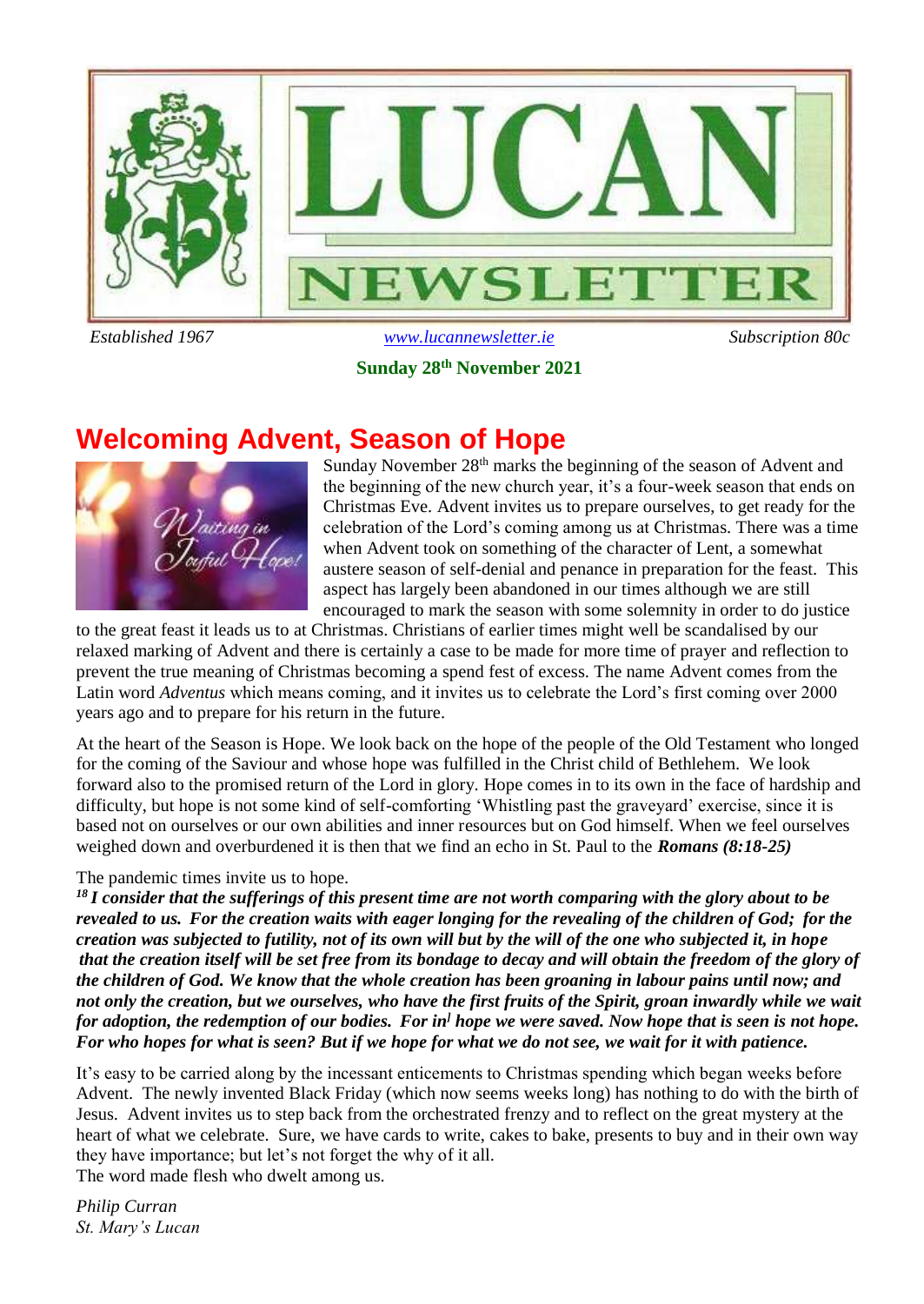# LUCAN NEWSLETTER

*Established 1967* www.lucannewsletter.ie *Subscription 80c*

**Sunday 28th November 2021**

## Welcoming Advent, Season of Hope

Sunday November 28th marks the beginning of the season of Advent and the beginning of the new church year, it's a four-week season that ends on Christmas Eve. Advent invites us to prepare ourselves, to get ready for the celebration of the Lord's coming among us at Christmas. There was a time when Advent took on something of the character of Lent, a somewhat austere season of self-denial and penance in preparation for the feast. This aspect has largely been abandoned in our times although we are still encouraged to mark the season with some solemnity in order to do justice to the great feast it leads us to at Christmas. Christians of earlier times might well be scandalised by our relaxed marking of Advent and there is certainly a case to be made for more time of prayer and reflection to prevent the true meaning of Christmas becoming a spend fest of excess. The name Advent comes from the Latin word *Adventus* which means coming, and it invites us to celebrate the Lord's first coming over 2000 years ago and to prepare for his return in the future.

At the heart of the Season is Hope. We look back on the hope of the people of the Old Testament who longed for the coming of the Saviour and whose hope was fulfilled in the Christ child of Bethlehem. We look forward also to the promised return of the Lord in glory. Hope comes in to its own in the face of hardship and difficulty, but hope is not some kind of self-comforting 'Whistling past the graveyard' exercise, since it is based not on ourselves or our own abilities and inner resources but on God himself. When we feel ourselves weighed down and overburdened it is then that we find an echo in St. Paul to the ***Romans (8:18-25)***

The pandemic times invite us to hope.

***[18] I consider that the sufferings of this present time are not worth comparing with the glory about to be revealed to us. For the creation waits with eager longing for the revealing of the children of God; for the creation was subjected to futility, not of its own will but by the will of the one who subjected it, in hope that the creation itself will be set free from its bondage to decay and will obtain the freedom of the glory of the children of God. We know that the whole creation has been groaning in labour pains until now; and not only the creation, but we ourselves, who have the first fruits of the Spirit, groan inwardly while we wait for adoption, the redemption of our bodies. For in[l] hope we were saved. Now hope that is seen is not hope. For who hopes for what is seen? But if we hope for what we do not see, we wait for it with patience.***

It's easy to be carried along by the incessant enticements to Christmas spending which began weeks before Advent. The newly invented Black Friday (which now seems weeks long) has nothing to do with the birth of Jesus. Advent invites us to step back from the orchestrated frenzy and to reflect on the great mystery at the heart of what we celebrate. Sure, we have cards to write, cakes to bake, presents to buy and in their own way they have importance; but let's not forget the why of it all.
The word made flesh who dwelt among us.

*Philip Curran*
*St. Mary's Lucan*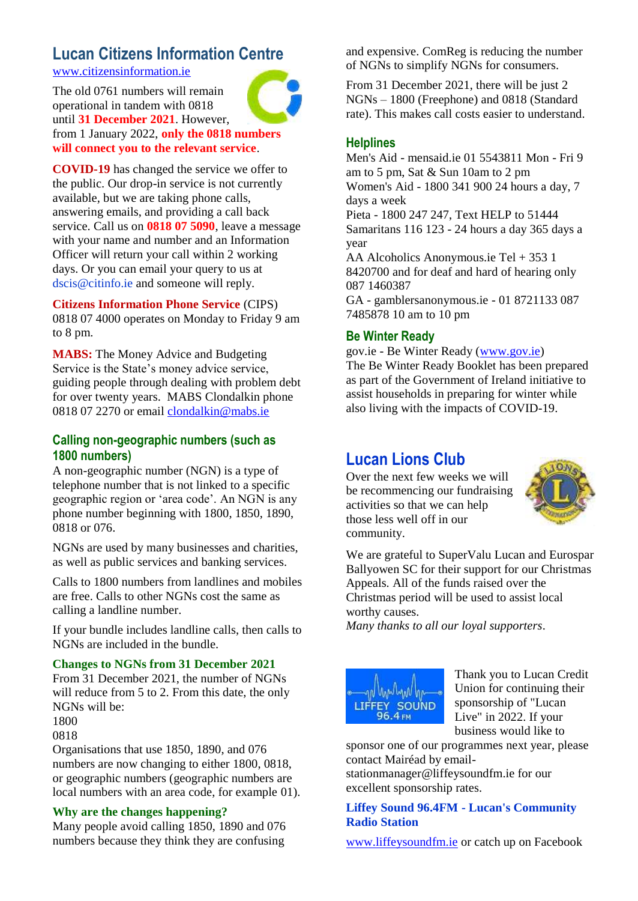## Lucan Citizens Information Centre

www.citizensinformation.ie

The old 0761 numbers will remain operational in tandem with 0818 until **31 December 2021**. However, from 1 January 2022, **only the 0818 numbers will connect you to the relevant service**.

**COVID-19** has changed the service we offer to the public. Our drop-in service is not currently available, but we are taking phone calls, answering emails, and providing a call back service. Call us on **0818 07 5090**, leave a message with your name and number and an Information Officer will return your call within 2 working days. Or you can email your query to us at dscis@citinfo.ie and someone will reply.

**Citizens Information Phone Service** (CIPS) 0818 07 4000 operates on Monday to Friday 9 am to 8 pm.

**MABS:** The Money Advice and Budgeting Service is the State's money advice service, guiding people through dealing with problem debt for over twenty years. MABS Clondalkin phone 0818 07 2270 or email clondalkin@mabs.ie

### Calling non-geographic numbers (such as 1800 numbers)

A non-geographic number (NGN) is a type of telephone number that is not linked to a specific geographic region or 'area code'. An NGN is any phone number beginning with 1800, 1850, 1890, 0818 or 076.

NGNs are used by many businesses and charities, as well as public services and banking services.

Calls to 1800 numbers from landlines and mobiles are free. Calls to other NGNs cost the same as calling a landline number.

If your bundle includes landline calls, then calls to NGNs are included in the bundle.

**Changes to NGNs from 31 December 2021**

From 31 December 2021, the number of NGNs will reduce from 5 to 2. From this date, the only NGNs will be:

1800

0818

Organisations that use 1850, 1890, and 076 numbers are now changing to either 1800, 0818, or geographic numbers (geographic numbers are local numbers with an area code, for example 01).

**Why are the changes happening?**

Many people avoid calling 1850, 1890 and 076 numbers because they think they are confusing and expensive. ComReg is reducing the number of NGNs to simplify NGNs for consumers.

From 31 December 2021, there will be just 2 NGNs – 1800 (Freephone) and 0818 (Standard rate). This makes call costs easier to understand.

### Helplines

Men's Aid - mensaid.ie 01 5543811 Mon - Fri 9 am to 5 pm, Sat & Sun 10am to 2 pm
Women's Aid - 1800 341 900 24 hours a day, 7 days a week
Pieta - 1800 247 247, Text HELP to 51444
Samaritans 116 123 - 24 hours a day 365 days a year
AA Alcoholics Anonymous.ie Tel + 353 1 8420700 and for deaf and hard of hearing only 087 1460387
GA - gamblersanonymous.ie - 01 8721133 087 7485878 10 am to 10 pm

### Be Winter Ready

gov.ie - Be Winter Ready (www.gov.ie)
The Be Winter Ready Booklet has been prepared as part of the Government of Ireland initiative to assist households in preparing for winter while also living with the impacts of COVID-19.

## Lucan Lions Club

Over the next few weeks we will be recommencing our fundraising activities so that we can help those less well off in our community.

We are grateful to SuperValu Lucan and Eurospar Ballyowen SC for their support for our Christmas Appeals. All of the funds raised over the Christmas period will be used to assist local worthy causes.
*Many thanks to all our loyal supporters*.

Thank you to Lucan Credit Union for continuing their sponsorship of "Lucan Live" in 2022. If your business would like to sponsor one of our programmes next year, please contact Mairéad by email-stationmanager@liffeysoundfm.ie for our excellent sponsorship rates.

**Liffey Sound 96.4FM - Lucan's Community Radio Station**

www.liffeysoundfm.ie or catch up on Facebook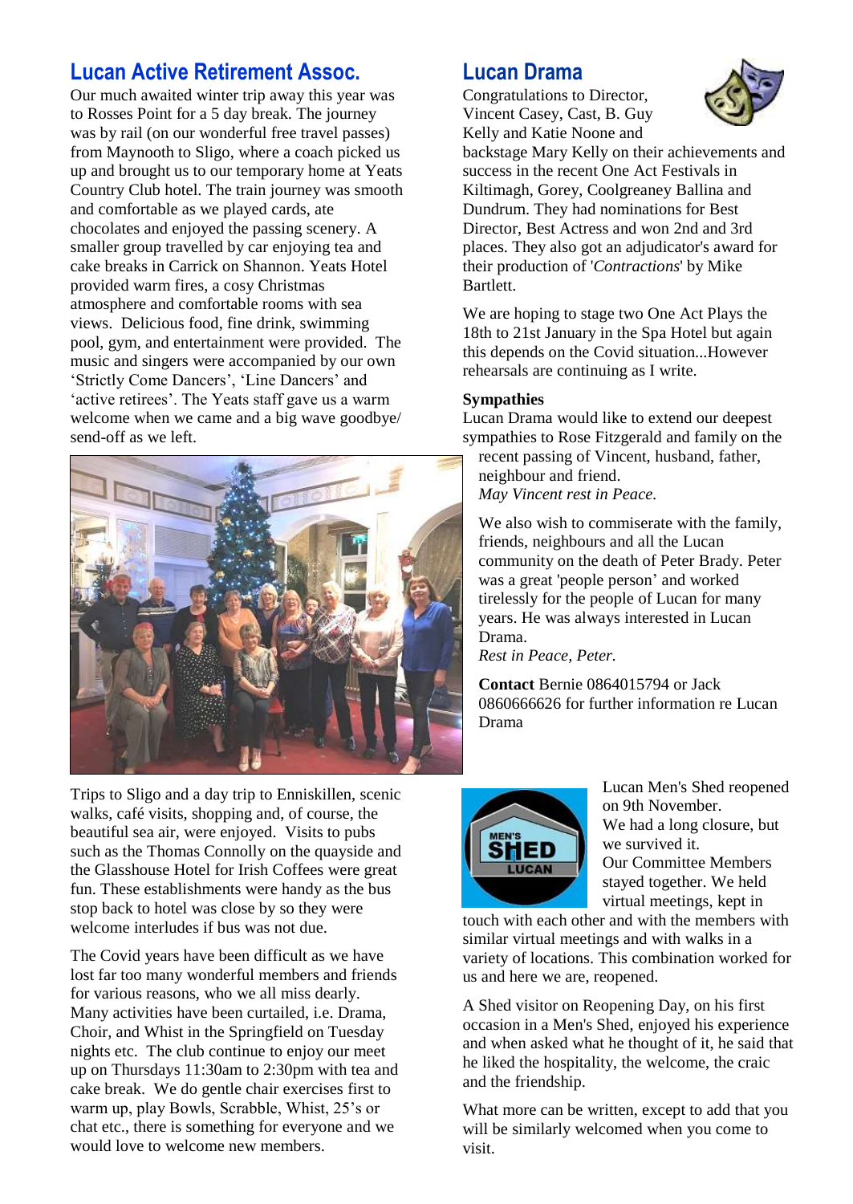## Lucan Active Retirement Assoc.

Our much awaited winter trip away this year was to Rosses Point for a 5 day break. The journey was by rail (on our wonderful free travel passes) from Maynooth to Sligo, where a coach picked us up and brought us to our temporary home at Yeats Country Club hotel. The train journey was smooth and comfortable as we played cards, ate chocolates and enjoyed the passing scenery. A smaller group travelled by car enjoying tea and cake breaks in Carrick on Shannon. Yeats Hotel provided warm fires, a cosy Christmas atmosphere and comfortable rooms with sea views. Delicious food, fine drink, swimming pool, gym, and entertainment were provided. The music and singers were accompanied by our own 'Strictly Come Dancers', 'Line Dancers' and 'active retirees'. The Yeats staff gave us a warm welcome when we came and a big wave goodbye/ send-off as we left.

Trips to Sligo and a day trip to Enniskillen, scenic walks, café visits, shopping and, of course, the beautiful sea air, were enjoyed. Visits to pubs such as the Thomas Connolly on the quayside and the Glasshouse Hotel for Irish Coffees were great fun. These establishments were handy as the bus stop back to hotel was close by so they were welcome interludes if bus was not due.

The Covid years have been difficult as we have lost far too many wonderful members and friends for various reasons, who we all miss dearly. Many activities have been curtailed, i.e. Drama, Choir, and Whist in the Springfield on Tuesday nights etc. The club continue to enjoy our meet up on Thursdays 11:30am to 2:30pm with tea and cake break. We do gentle chair exercises first to warm up, play Bowls, Scrabble, Whist, 25's or chat etc., there is something for everyone and we would love to welcome new members.

## Lucan Drama

Congratulations to Director, Vincent Casey, Cast, B. Guy Kelly and Katie Noone and backstage Mary Kelly on their achievements and success in the recent One Act Festivals in Kiltimagh, Gorey, Coolgreaney Ballina and Dundrum. They had nominations for Best Director, Best Actress and won 2nd and 3rd places. They also got an adjudicator's award for their production of '*Contractions*' by Mike Bartlett.

We are hoping to stage two One Act Plays the 18th to 21st January in the Spa Hotel but again this depends on the Covid situation...However rehearsals are continuing as I write.

**Sympathies**

Lucan Drama would like to extend our deepest sympathies to Rose Fitzgerald and family on the recent passing of Vincent, husband, father, neighbour and friend.
*May Vincent rest in Peace.*

We also wish to commiserate with the family, friends, neighbours and all the Lucan community on the death of Peter Brady. Peter was a great 'people person' and worked tirelessly for the people of Lucan for many years. He was always interested in Lucan Drama.
*Rest in Peace, Peter.*

**Contact** Bernie 0864015794 or Jack 0860666626 for further information re Lucan Drama

Lucan Men's Shed reopened on 9th November.
We had a long closure, but we survived it.
Our Committee Members stayed together. We held virtual meetings, kept in touch with each other and with the members with similar virtual meetings and with walks in a variety of locations. This combination worked for us and here we are, reopened.

A Shed visitor on Reopening Day, on his first occasion in a Men's Shed, enjoyed his experience and when asked what he thought of it, he said that he liked the hospitality, the welcome, the craic and the friendship.

What more can be written, except to add that you will be similarly welcomed when you come to visit.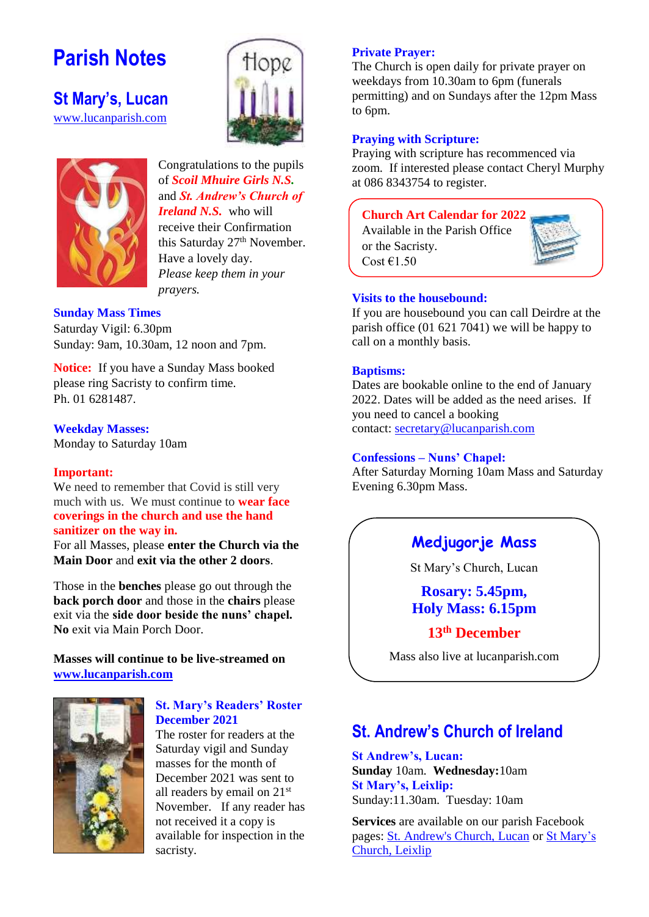# Parish Notes

## St Mary's, Lucan

www.lucanparish.com

Congratulations to the pupils of ***Scoil Mhuire Girls N.S.*** and ***St. Andrew's Church of Ireland N.S.*** who will receive their Confirmation this Saturday 27th November. Have a lovely day. *Please keep them in your prayers.*

**Sunday Mass Times**
Saturday Vigil: 6.30pm
Sunday: 9am, 10.30am, 12 noon and 7pm.

**Notice:** If you have a Sunday Mass booked please ring Sacristy to confirm time.
Ph. 01 6281487.

**Weekday Masses:**
Monday to Saturday 10am

**Important:**
We need to remember that Covid is still very much with us. We must continue to **wear face coverings in the church and use the hand sanitizer on the way in.**
For all Masses, please **enter the Church via the Main Door** and **exit via the other 2 doors**.

Those in the **benches** please go out through the **back porch door** and those in the **chairs** please exit via the **side door beside the nuns' chapel.** **No** exit via Main Porch Door.

**Masses will continue to be live-streamed on www.lucanparish.com**

**St. Mary's Readers' Roster December 2021**
The roster for readers at the Saturday vigil and Sunday masses for the month of December 2021 was sent to all readers by email on 21st November. If any reader has not received it a copy is available for inspection in the sacristy.

**Private Prayer:**
The Church is open daily for private prayer on weekdays from 10.30am to 6pm (funerals permitting) and on Sundays after the 12pm Mass to 6pm.

**Praying with Scripture:**
Praying with scripture has recommenced via zoom. If interested please contact Cheryl Murphy at 086 8343754 to register.

**Church Art Calendar for 2022**
Available in the Parish Office or the Sacristy.
Cost €1.50

**Visits to the housebound:**
If you are housebound you can call Deirdre at the parish office (01 621 7041) we will be happy to call on a monthly basis.

**Baptisms:**
Dates are bookable online to the end of January 2022. Dates will be added as the need arises. If you need to cancel a booking contact: secretary@lucanparish.com

**Confessions – Nuns' Chapel:**
After Saturday Morning 10am Mass and Saturday Evening 6.30pm Mass.

**Medjugorje Mass**

St Mary's Church, Lucan

**Rosary: 5.45pm,**
**Holy Mass: 6.15pm**

**13th December**

Mass also live at lucanparish.com

## St. Andrew's Church of Ireland

**St Andrew's, Lucan:**
**Sunday** 10am. **Wednesday:** 10am
**St Mary's, Leixlip:**
Sunday: 11.30am. Tuesday: 10am

**Services** are available on our parish Facebook pages: St. Andrew's Church, Lucan or St Mary's Church, Leixlip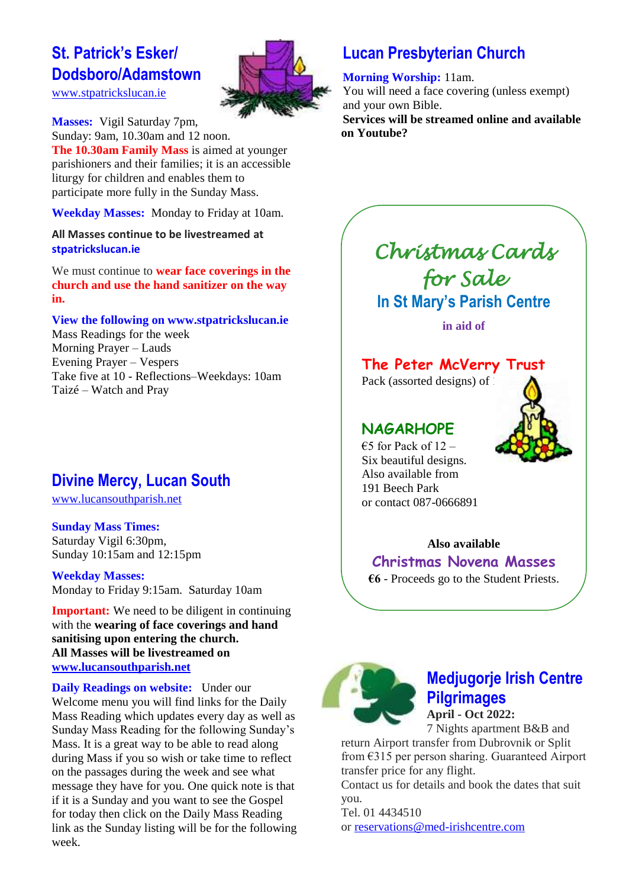## St. Patrick's Esker/ Dodsboro/Adamstown

www.stpatrickslucan.ie

**Masses:** Vigil Saturday 7pm,
Sunday: 9am, 10.30am and 12 noon.
**The 10.30am Family Mass** is aimed at younger parishioners and their families; it is an accessible liturgy for children and enables them to participate more fully in the Sunday Mass.

**Weekday Masses:** Monday to Friday at 10am.

**All Masses continue to be livestreamed at stpatrickslucan.ie**

We must continue to **wear face coverings in the church and use the hand sanitizer on the way in.**

**View the following on www.stpatrickslucan.ie**
Mass Readings for the week
Morning Prayer – Lauds
Evening Prayer – Vespers
Take five at 10 - Reflections–Weekdays: 10am
Taizé – Watch and Pray

## Divine Mercy, Lucan South

www.lucansouthparish.net

**Sunday Mass Times:**
Saturday Vigil 6:30pm,
Sunday 10:15am and 12:15pm

**Weekday Masses:**
Monday to Friday 9:15am. Saturday 10am

**Important:** We need to be diligent in continuing with the **wearing of face coverings and hand sanitising upon entering the church.**
**All Masses will be livestreamed on www.lucansouthparish.net**

**Daily Readings on website:** Under our Welcome menu you will find links for the Daily Mass Reading which updates every day as well as Sunday Mass Reading for the following Sunday's Mass. It is a great way to be able to read along during Mass if you so wish or take time to reflect on the passages during the week and see what message they have for you. One quick note is that if it is a Sunday and you want to see the Gospel for today then click on the Daily Mass Reading link as the Sunday listing will be for the following week.

## Lucan Presbyterian Church

**Morning Worship:** 11am.
You will need a face covering (unless exempt) and your own Bible.
**Services will be streamed online and available on Youtube?**

## *Christmas Cards for Sale*

### In St Mary's Parish Centre

**in aid of**

**The Peter McVerry Trust**
Pack (assorted designs) of

**NAGARHOPE**
€5 for Pack of 12 –
Six beautiful designs.
Also available from
191 Beech Park
or contact 087-0666891

**Also available**
**Christmas Novena Masses**
**€6** - Proceeds go to the Student Priests.

## Medjugorje Irish Centre Pilgrimages

**April - Oct 2022:**
7 Nights apartment B&B and return Airport transfer from Dubrovnik or Split from €315 per person sharing. Guaranteed Airport transfer price for any flight.
Contact us for details and book the dates that suit you.
Tel. 01 4434510
or reservations@med-irishcentre.com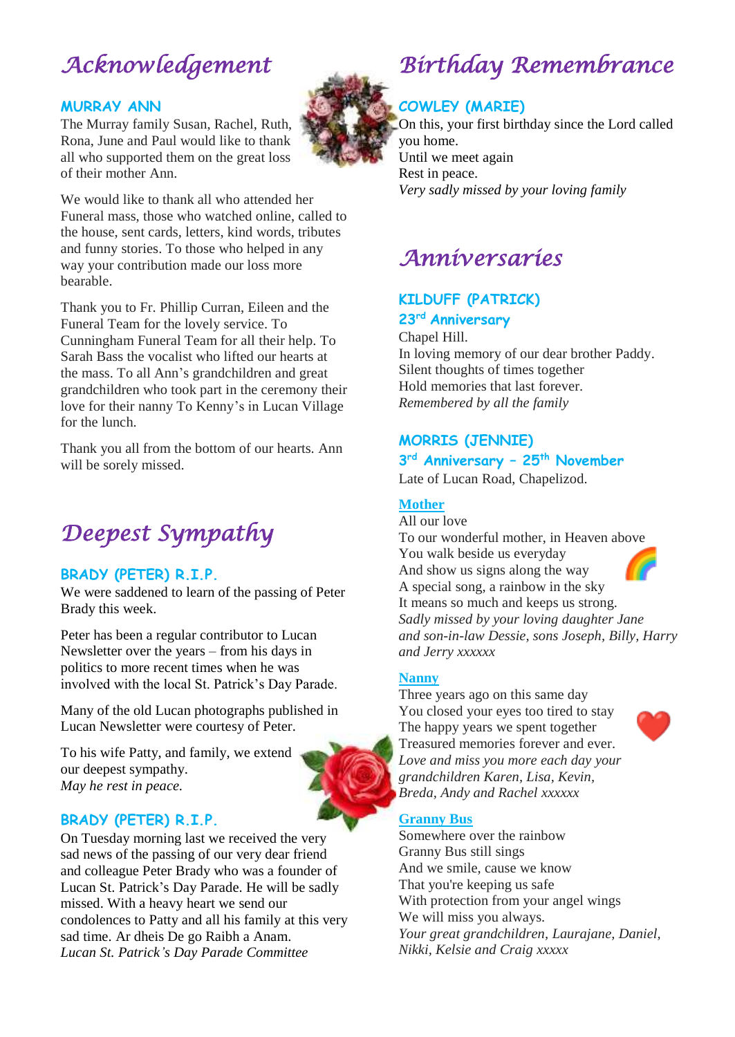# Acknowledgement

### MURRAY ANN

The Murray family Susan, Rachel, Ruth, Rona, June and Paul would like to thank all who supported them on the great loss of their mother Ann.

We would like to thank all who attended her Funeral mass, those who watched online, called to the house, sent cards, letters, kind words, tributes and funny stories. To those who helped in any way your contribution made our loss more bearable.

Thank you to Fr. Phillip Curran, Eileen and the Funeral Team for the lovely service. To Cunningham Funeral Team for all their help. To Sarah Bass the vocalist who lifted our hearts at the mass. To all Ann's grandchildren and great grandchildren who took part in the ceremony their love for their nanny To Kenny's in Lucan Village for the lunch.

Thank you all from the bottom of our hearts. Ann will be sorely missed.

# Deepest Sympathy

### BRADY (PETER) R.I.P.

We were saddened to learn of the passing of Peter Brady this week.

Peter has been a regular contributor to Lucan Newsletter over the years – from his days in politics to more recent times when he was involved with the local St. Patrick's Day Parade.

Many of the old Lucan photographs published in Lucan Newsletter were courtesy of Peter.

To his wife Patty, and family, we extend our deepest sympathy.
*May he rest in peace.*

### BRADY (PETER) R.I.P.

On Tuesday morning last we received the very sad news of the passing of our very dear friend and colleague Peter Brady who was a founder of Lucan St. Patrick's Day Parade. He will be sadly missed. With a heavy heart we send our condolences to Patty and all his family at this very sad time. Ar dheis De go Raibh a Anam.
*Lucan St. Patrick's Day Parade Committee*

# Birthday Remembrance

### COWLEY (MARIE)

On this, your first birthday since the Lord called you home.
Until we meet again
Rest in peace.
*Very sadly missed by your loving family*

# Anniversaries

### KILDUFF (PATRICK)
### 23rd Anniversary

Chapel Hill.
In loving memory of our dear brother Paddy.
Silent thoughts of times together
Hold memories that last forever.
*Remembered by all the family*

### MORRIS (JENNIE)
### 3rd Anniversary – 25th November

Late of Lucan Road, Chapelizod.

**Mother**

All our love
To our wonderful mother, in Heaven above
You walk beside us everyday
And show us signs along the way
A special song, a rainbow in the sky
It means so much and keeps us strong.
*Sadly missed by your loving daughter Jane and son-in-law Dessie, sons Joseph, Billy, Harry and Jerry xxxxxx*

**Nanny**

Three years ago on this same day
You closed your eyes too tired to stay
The happy years we spent together
Treasured memories forever and ever.
*Love and miss you more each day your grandchildren Karen, Lisa, Kevin, Breda, Andy and Rachel xxxxxx*

**Granny Bus**

Somewhere over the rainbow
Granny Bus still sings
And we smile, cause we know
That you're keeping us safe
With protection from your angel wings
We will miss you always.
*Your great grandchildren, Laurajane, Daniel, Nikki, Kelsie and Craig xxxxx*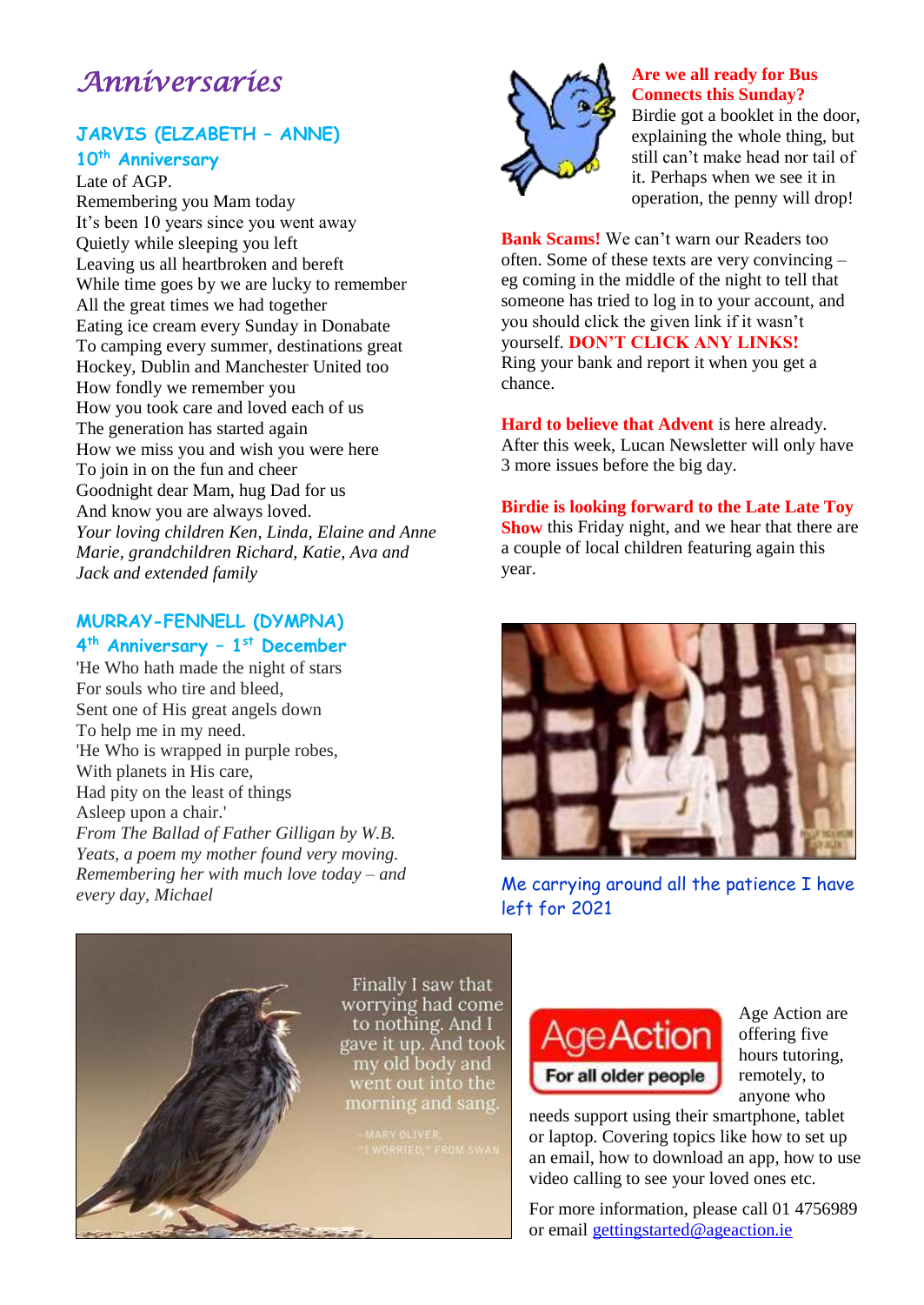# *Anniversaries*

### JARVIS (ELZABETH – ANNE)

**10th Anniversary**

Late of AGP.
Remembering you Mam today
It's been 10 years since you went away
Quietly while sleeping you left
Leaving us all heartbroken and bereft
While time goes by we are lucky to remember
All the great times we had together
Eating ice cream every Sunday in Donabate
To camping every summer, destinations great
Hockey, Dublin and Manchester United too
How fondly we remember you
How you took care and loved each of us
The generation has started again
How we miss you and wish you were here
To join in on the fun and cheer
Goodnight dear Mam, hug Dad for us
And know you are always loved.
*Your loving children Ken, Linda, Elaine and Anne Marie, grandchildren Richard, Katie, Ava and Jack and extended family*

### MURRAY-FENNELL (DYMPNA)

**4th Anniversary – 1st December**

'He Who hath made the night of stars
For souls who tire and bleed,
Sent one of His great angels down
To help me in my need.
'He Who is wrapped in purple robes,
With planets in His care,
Had pity on the least of things
Asleep upon a chair.'
*From The Ballad of Father Gilligan by W.B. Yeats, a poem my mother found very moving. Remembering her with much love today – and every day, Michael*

**Are we all ready for Bus Connects this Sunday?** Birdie got a booklet in the door, explaining the whole thing, but still can't make head nor tail of it. Perhaps when we see it in operation, the penny will drop!

**Bank Scams!** We can't warn our Readers too often. Some of these texts are very convincing – eg coming in the middle of the night to tell that someone has tried to log in to your account, and you should click the given link if it wasn't yourself. **DON'T CLICK ANY LINKS!** Ring your bank and report it when you get a chance.

**Hard to believe that Advent** is here already. After this week, Lucan Newsletter will only have 3 more issues before the big day.

**Birdie is looking forward to the Late Late Toy Show** this Friday night, and we hear that there are a couple of local children featuring again this year.

Me carrying around all the patience I have left for 2021

Finally I saw that worrying had come to nothing. And I gave it up. And took my old body and went out into the morning and sang.
– MARY OLIVER, "I WORRIED," FROM SWAN

Age Action are offering five hours tutoring, remotely, to anyone who needs support using their smartphone, tablet or laptop. Covering topics like how to set up an email, how to download an app, how to use video calling to see your loved ones etc.

For more information, please call 01 4756989 or email gettingstarted@ageaction.ie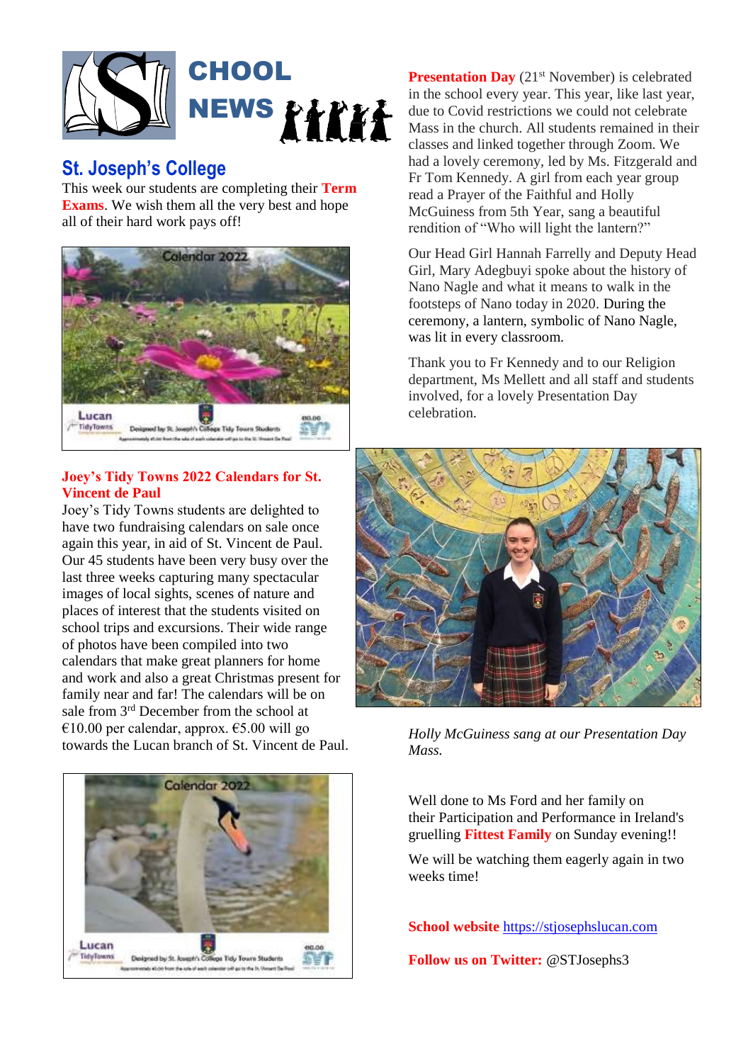# SCHOOL NEWS

## St. Joseph's College

This week our students are completing their **Term Exams**. We wish them all the very best and hope all of their hard work pays off!

### Joey's Tidy Towns 2022 Calendars for St. Vincent de Paul

Joey's Tidy Towns students are delighted to have two fundraising calendars on sale once again this year, in aid of St. Vincent de Paul. Our 45 students have been very busy over the last three weeks capturing many spectacular images of local sights, scenes of nature and places of interest that the students visited on school trips and excursions. Their wide range of photos have been compiled into two calendars that make great planners for home and work and also a great Christmas present for family near and far! The calendars will be on sale from 3rd December from the school at €10.00 per calendar, approx. €5.00 will go towards the Lucan branch of St. Vincent de Paul.

**Presentation Day** (21st November) is celebrated in the school every year. This year, like last year, due to Covid restrictions we could not celebrate Mass in the church. All students remained in their classes and linked together through Zoom. We had a lovely ceremony, led by Ms. Fitzgerald and Fr Tom Kennedy. A girl from each year group read a Prayer of the Faithful and Holly McGuiness from 5th Year, sang a beautiful rendition of "Who will light the lantern?"

Our Head Girl Hannah Farrelly and Deputy Head Girl, Mary Adegbuyi spoke about the history of Nano Nagle and what it means to walk in the footsteps of Nano today in 2020. During the ceremony, a lantern, symbolic of Nano Nagle, was lit in every classroom.

Thank you to Fr Kennedy and to our Religion department, Ms Mellett and all staff and students involved, for a lovely Presentation Day celebration.

*Holly McGuiness sang at our Presentation Day Mass.*

Well done to Ms Ford and her family on their Participation and Performance in Ireland's gruelling **Fittest Family** on Sunday evening!!

We will be watching them eagerly again in two weeks time!

**School website** https://stjosephslucan.com

**Follow us on Twitter:** @STJosephs3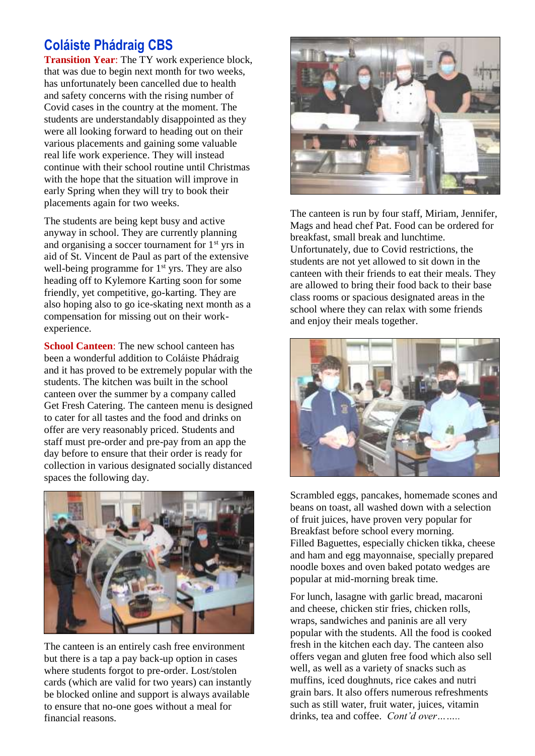## Coláiste Phádraig CBS

**Transition Year**: The TY work experience block, that was due to begin next month for two weeks, has unfortunately been cancelled due to health and safety concerns with the rising number of Covid cases in the country at the moment. The students are understandably disappointed as they were all looking forward to heading out on their various placements and gaining some valuable real life work experience. They will instead continue with their school routine until Christmas with the hope that the situation will improve in early Spring when they will try to book their placements again for two weeks.

The students are being kept busy and active anyway in school. They are currently planning and organising a soccer tournament for 1st yrs in aid of St. Vincent de Paul as part of the extensive well-being programme for 1st yrs. They are also heading off to Kylemore Karting soon for some friendly, yet competitive, go-karting. They are also hoping also to go ice-skating next month as a compensation for missing out on their work-experience.

**School Canteen**: The new school canteen has been a wonderful addition to Coláiste Phádraig and it has proved to be extremely popular with the students. The kitchen was built in the school canteen over the summer by a company called Get Fresh Catering. The canteen menu is designed to cater for all tastes and the food and drinks on offer are very reasonably priced. Students and staff must pre-order and pre-pay from an app the day before to ensure that their order is ready for collection in various designated socially distanced spaces the following day.

The canteen is an entirely cash free environment but there is a tap a pay back-up option in cases where students forgot to pre-order. Lost/stolen cards (which are valid for two years) can instantly be blocked online and support is always available to ensure that no-one goes without a meal for financial reasons.

The canteen is run by four staff, Miriam, Jennifer, Mags and head chef Pat. Food can be ordered for breakfast, small break and lunchtime. Unfortunately, due to Covid restrictions, the students are not yet allowed to sit down in the canteen with their friends to eat their meals. They are allowed to bring their food back to their base class rooms or spacious designated areas in the school where they can relax with some friends and enjoy their meals together.

Scrambled eggs, pancakes, homemade scones and beans on toast, all washed down with a selection of fruit juices, have proven very popular for Breakfast before school every morning. Filled Baguettes, especially chicken tikka, cheese and ham and egg mayonnaise, specially prepared noodle boxes and oven baked potato wedges are popular at mid-morning break time.

For lunch, lasagne with garlic bread, macaroni and cheese, chicken stir fries, chicken rolls, wraps, sandwiches and paninis are all very popular with the students. All the food is cooked fresh in the kitchen each day. The canteen also offers vegan and gluten free food which also sell well, as well as a variety of snacks such as muffins, iced doughnuts, rice cakes and nutri grain bars. It also offers numerous refreshments such as still water, fruit water, juices, vitamin drinks, tea and coffee. *Cont'd over……..*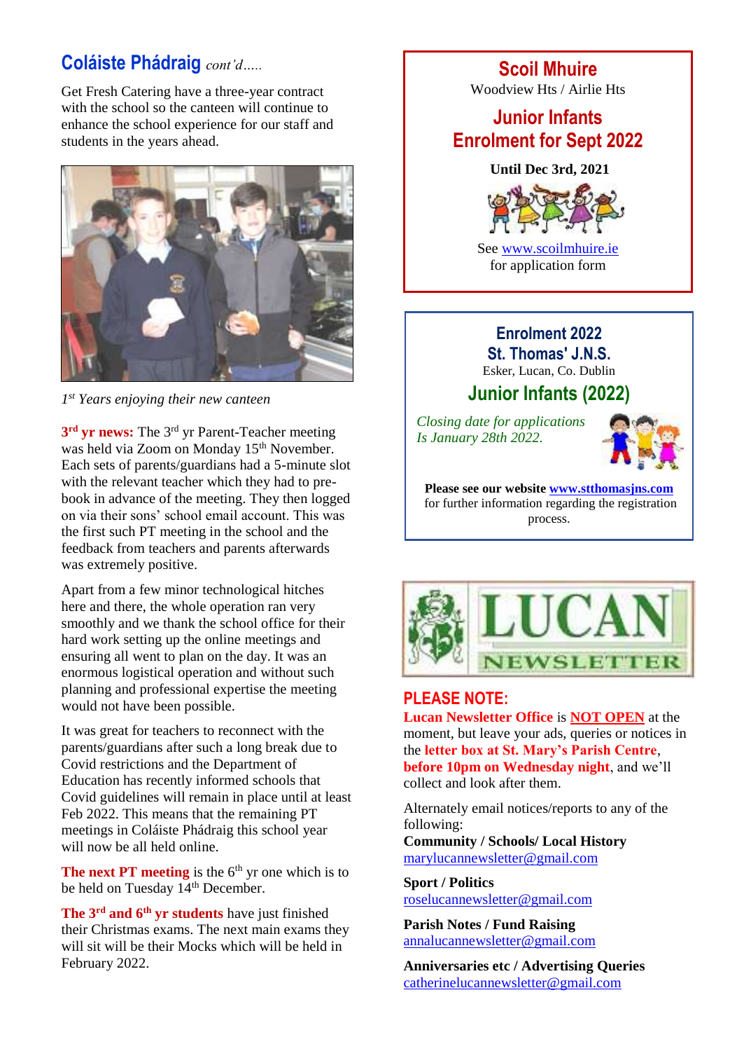## Coláiste Phádraig *cont'd.....*

Get Fresh Catering have a three-year contract with the school so the canteen will continue to enhance the school experience for our staff and students in the years ahead.

*1st Years enjoying their new canteen*

**3rd yr news:** The 3rd yr Parent-Teacher meeting was held via Zoom on Monday 15th November. Each sets of parents/guardians had a 5-minute slot with the relevant teacher which they had to pre-book in advance of the meeting. They then logged on via their sons' school email account. This was the first such PT meeting in the school and the feedback from teachers and parents afterwards was extremely positive.

Apart from a few minor technological hitches here and there, the whole operation ran very smoothly and we thank the school office for their hard work setting up the online meetings and ensuring all went to plan on the day. It was an enormous logistical operation and without such planning and professional expertise the meeting would not have been possible.

It was great for teachers to reconnect with the parents/guardians after such a long break due to Covid restrictions and the Department of Education has recently informed schools that Covid guidelines will remain in place until at least Feb 2022. This means that the remaining PT meetings in Coláiste Phádraig this school year will now be all held online.

**The next PT meeting** is the 6th yr one which is to be held on Tuesday 14th December.

**The 3rd and 6th yr students** have just finished their Christmas exams. The next main exams they will sit will be their Mocks which will be held in February 2022.

## Scoil Mhuire

Woodview Hts / Airlie Hts

### Junior Infants Enrolment for Sept 2022

**Until Dec 3rd, 2021**

See www.scoilmhuire.ie for application form

## Enrolment 2022 St. Thomas' J.N.S.

Esker, Lucan, Co. Dublin

### Junior Infants (2022)

*Closing date for applications Is January 28th 2022.*

**Please see our website www.stthomasjns.com** for further information regarding the registration process.

## LUCAN NEWSLETTER

### PLEASE NOTE:

**Lucan Newsletter Office** is **NOT OPEN** at the moment, but leave your ads, queries or notices in the **letter box at St. Mary's Parish Centre**, **before 10pm on Wednesday night**, and we'll collect and look after them.

Alternately email notices/reports to any of the following:

**Community / Schools/ Local History**
marylucannewsletter@gmail.com

**Sport / Politics**
roselucannewsletter@gmail.com

**Parish Notes / Fund Raising**
annalucannewsletter@gmail.com

**Anniversaries etc / Advertising Queries**
catherinelucannewsletter@gmail.com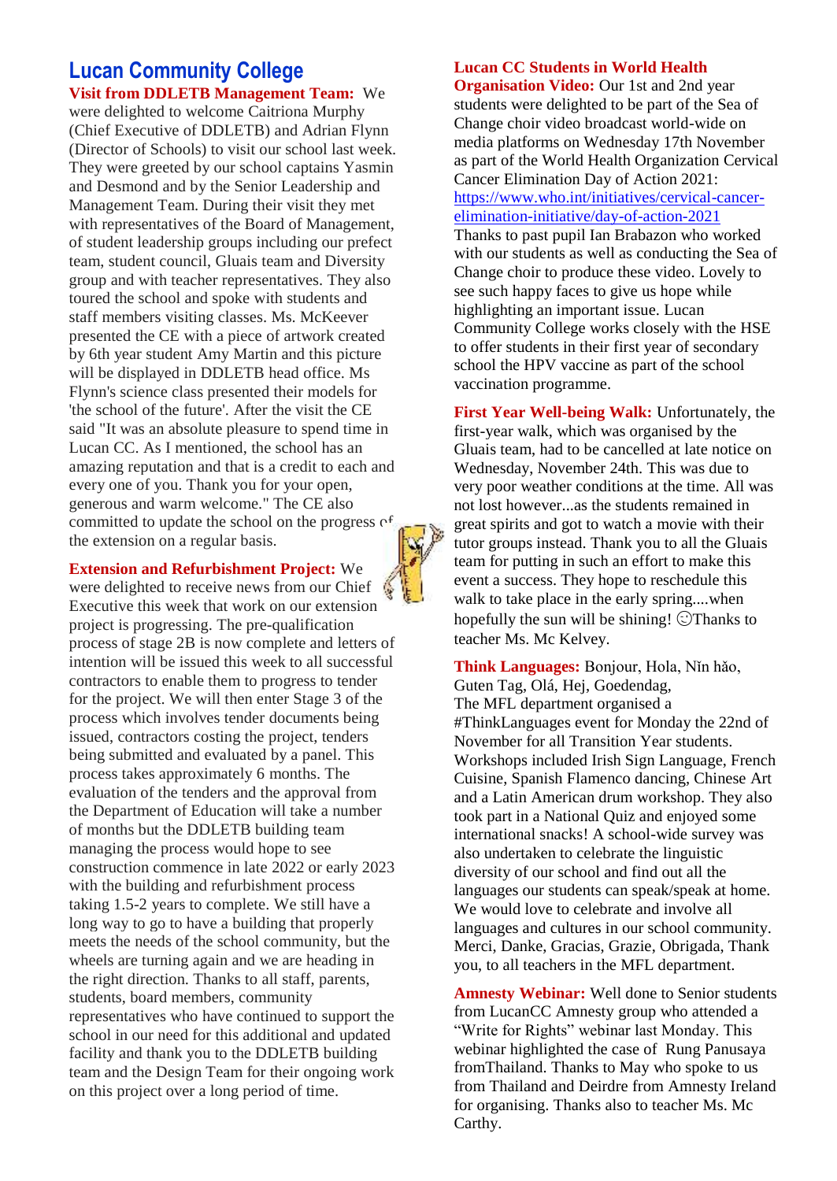# Lucan Community College

**Visit from DDLETB Management Team:** We were delighted to welcome Caitriona Murphy (Chief Executive of DDLETB) and Adrian Flynn (Director of Schools) to visit our school last week. They were greeted by our school captains Yasmin and Desmond and by the Senior Leadership and Management Team. During their visit they met with representatives of the Board of Management, of student leadership groups including our prefect team, student council, Gluais team and Diversity group and with teacher representatives. They also toured the school and spoke with students and staff members visiting classes. Ms. McKeever presented the CE with a piece of artwork created by 6th year student Amy Martin and this picture will be displayed in DDLETB head office. Ms Flynn's science class presented their models for 'the school of the future'. After the visit the CE said "It was an absolute pleasure to spend time in Lucan CC. As I mentioned, the school has an amazing reputation and that is a credit to each and every one of you. Thank you for your open, generous and warm welcome." The CE also committed to update the school on the progress of the extension on a regular basis.

**Extension and Refurbishment Project:** We were delighted to receive news from our Chief Executive this week that work on our extension project is progressing. The pre-qualification process of stage 2B is now complete and letters of intention will be issued this week to all successful contractors to enable them to progress to tender for the project. We will then enter Stage 3 of the process which involves tender documents being issued, contractors costing the project, tenders being submitted and evaluated by a panel. This process takes approximately 6 months. The evaluation of the tenders and the approval from the Department of Education will take a number of months but the DDLETB building team managing the process would hope to see construction commence in late 2022 or early 2023 with the building and refurbishment process taking 1.5-2 years to complete. We still have a long way to go to have a building that properly meets the needs of the school community, but the wheels are turning again and we are heading in the right direction. Thanks to all staff, parents, students, board members, community representatives who have continued to support the school in our need for this additional and updated facility and thank you to the DDLETB building team and the Design Team for their ongoing work on this project over a long period of time.

**Lucan CC Students in World Health Organisation Video:** Our 1st and 2nd year students were delighted to be part of the Sea of Change choir video broadcast world-wide on media platforms on Wednesday 17th November as part of the World Health Organization Cervical Cancer Elimination Day of Action 2021: https://www.who.int/initiatives/cervical-cancer-elimination-initiative/day-of-action-2021
Thanks to past pupil Ian Brabazon who worked with our students as well as conducting the Sea of Change choir to produce these video. Lovely to see such happy faces to give us hope while highlighting an important issue. Lucan Community College works closely with the HSE to offer students in their first year of secondary school the HPV vaccine as part of the school vaccination programme.

**First Year Well-being Walk:** Unfortunately, the first-year walk, which was organised by the Gluais team, had to be cancelled at late notice on Wednesday, November 24th. This was due to very poor weather conditions at the time. All was not lost however...as the students remained in great spirits and got to watch a movie with their tutor groups instead. Thank you to all the Gluais team for putting in such an effort to make this event a success. They hope to reschedule this walk to take place in the early spring....when hopefully the sun will be shining! ☺Thanks to teacher Ms. Mc Kelvey.

**Think Languages:** Bonjour, Hola, Nǐn hǎo, Guten Tag, Olá, Hej, Goedendag,
The MFL department organised a #ThinkLanguages event for Monday the 22nd of November for all Transition Year students. Workshops included Irish Sign Language, French Cuisine, Spanish Flamenco dancing, Chinese Art and a Latin American drum workshop. They also took part in a National Quiz and enjoyed some international snacks! A school-wide survey was also undertaken to celebrate the linguistic diversity of our school and find out all the languages our students can speak/speak at home. We would love to celebrate and involve all languages and cultures in our school community. Merci, Danke, Gracias, Grazie, Obrigada, Thank you, to all teachers in the MFL department.

**Amnesty Webinar:** Well done to Senior students from LucanCC Amnesty group who attended a "Write for Rights" webinar last Monday. This webinar highlighted the case of Rung Panusaya fromThailand. Thanks to May who spoke to us from Thailand and Deirdre from Amnesty Ireland for organising. Thanks also to teacher Ms. Mc Carthy.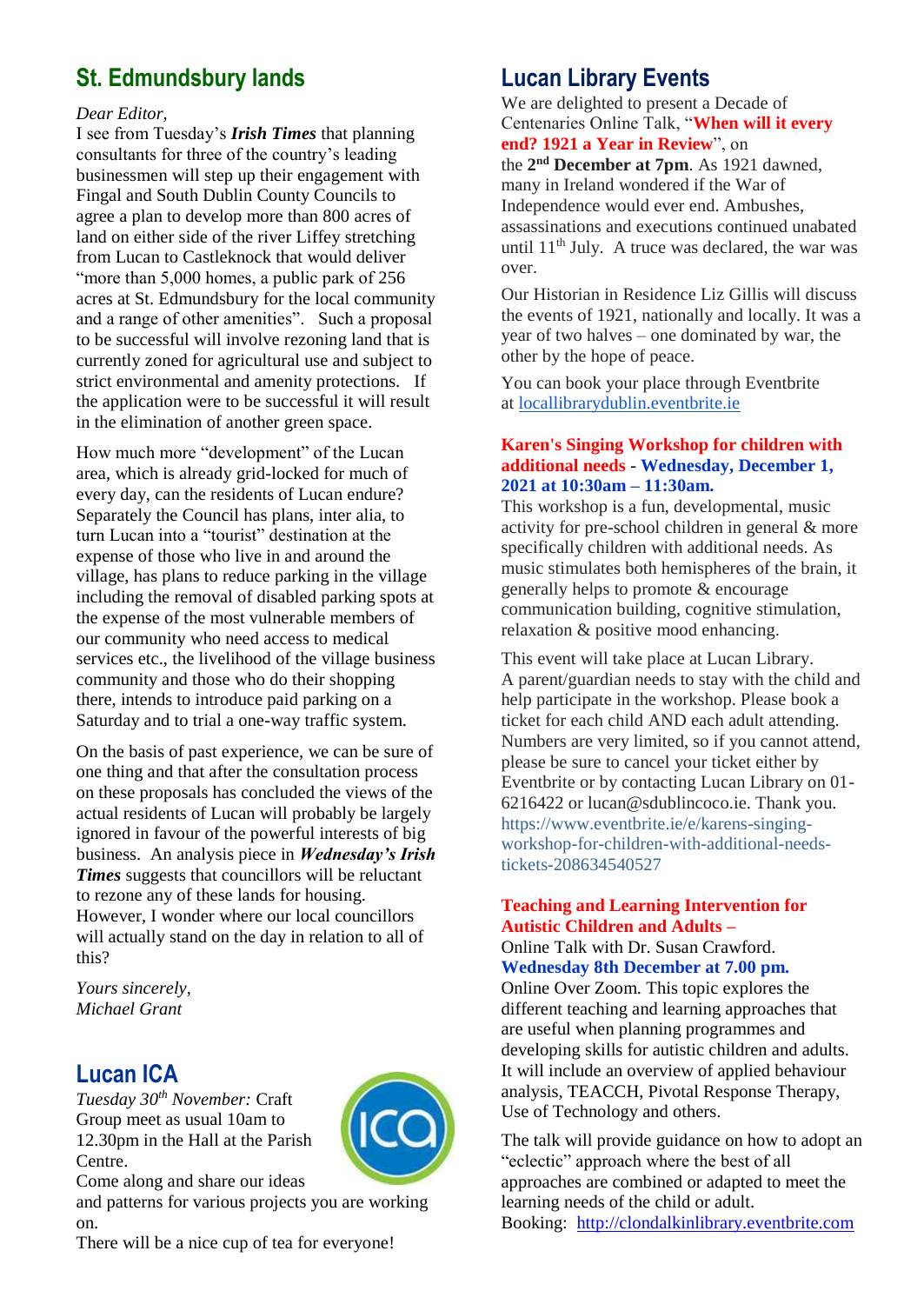## St. Edmundsbury lands

*Dear Editor,*

I see from Tuesday's ***Irish Times*** that planning consultants for three of the country's leading businessmen will step up their engagement with Fingal and South Dublin County Councils to agree a plan to develop more than 800 acres of land on either side of the river Liffey stretching from Lucan to Castleknock that would deliver "more than 5,000 homes, a public park of 256 acres at St. Edmundsbury for the local community and a range of other amenities". Such a proposal to be successful will involve rezoning land that is currently zoned for agricultural use and subject to strict environmental and amenity protections. If the application were to be successful it will result in the elimination of another green space.

How much more "development" of the Lucan area, which is already grid-locked for much of every day, can the residents of Lucan endure? Separately the Council has plans, inter alia, to turn Lucan into a "tourist" destination at the expense of those who live in and around the village, has plans to reduce parking in the village including the removal of disabled parking spots at the expense of the most vulnerable members of our community who need access to medical services etc., the livelihood of the village business community and those who do their shopping there, intends to introduce paid parking on a Saturday and to trial a one-way traffic system.

On the basis of past experience, we can be sure of one thing and that after the consultation process on these proposals has concluded the views of the actual residents of Lucan will probably be largely ignored in favour of the powerful interests of big business. An analysis piece in ***Wednesday's Irish Times*** suggests that councillors will be reluctant to rezone any of these lands for housing. However, I wonder where our local councillors will actually stand on the day in relation to all of this?

*Yours sincerely,*
*Michael Grant*

## Lucan ICA

*Tuesday 30th November:* Craft Group meet as usual 10am to 12.30pm in the Hall at the Parish Centre.

Come along and share our ideas and patterns for various projects you are working on.

There will be a nice cup of tea for everyone!

## Lucan Library Events

We are delighted to present a Decade of Centenaries Online Talk, "**When will it every end? 1921 a Year in Review**", on the **2nd December at 7pm**. As 1921 dawned, many in Ireland wondered if the War of Independence would ever end. Ambushes, assassinations and executions continued unabated until 11th July. A truce was declared, the war was over.

Our Historian in Residence Liz Gillis will discuss the events of 1921, nationally and locally. It was a year of two halves – one dominated by war, the other by the hope of peace.

You can book your place through Eventbrite at locallibrarydublin.eventbrite.ie

**Karen's Singing Workshop for children with additional needs - Wednesday, December 1, 2021 at 10:30am – 11:30am.**

This workshop is a fun, developmental, music activity for pre-school children in general & more specifically children with additional needs. As music stimulates both hemispheres of the brain, it generally helps to promote & encourage communication building, cognitive stimulation, relaxation & positive mood enhancing.

This event will take place at Lucan Library. A parent/guardian needs to stay with the child and help participate in the workshop. Please book a ticket for each child AND each adult attending. Numbers are very limited, so if you cannot attend, please be sure to cancel your ticket either by Eventbrite or by contacting Lucan Library on 01-6216422 or lucan@sdublincoco.ie. Thank you. https://www.eventbrite.ie/e/karens-singing-workshop-for-children-with-additional-needs-tickets-208634540527

**Teaching and Learning Intervention for Autistic Children and Adults –**

Online Talk with Dr. Susan Crawford.

**Wednesday 8th December at 7.00 pm.**

Online Over Zoom. This topic explores the different teaching and learning approaches that are useful when planning programmes and developing skills for autistic children and adults. It will include an overview of applied behaviour analysis, TEACCH, Pivotal Response Therapy, Use of Technology and others.

The talk will provide guidance on how to adopt an "eclectic" approach where the best of all approaches are combined or adapted to meet the learning needs of the child or adult.

Booking: http://clondalkinlibrary.eventbrite.com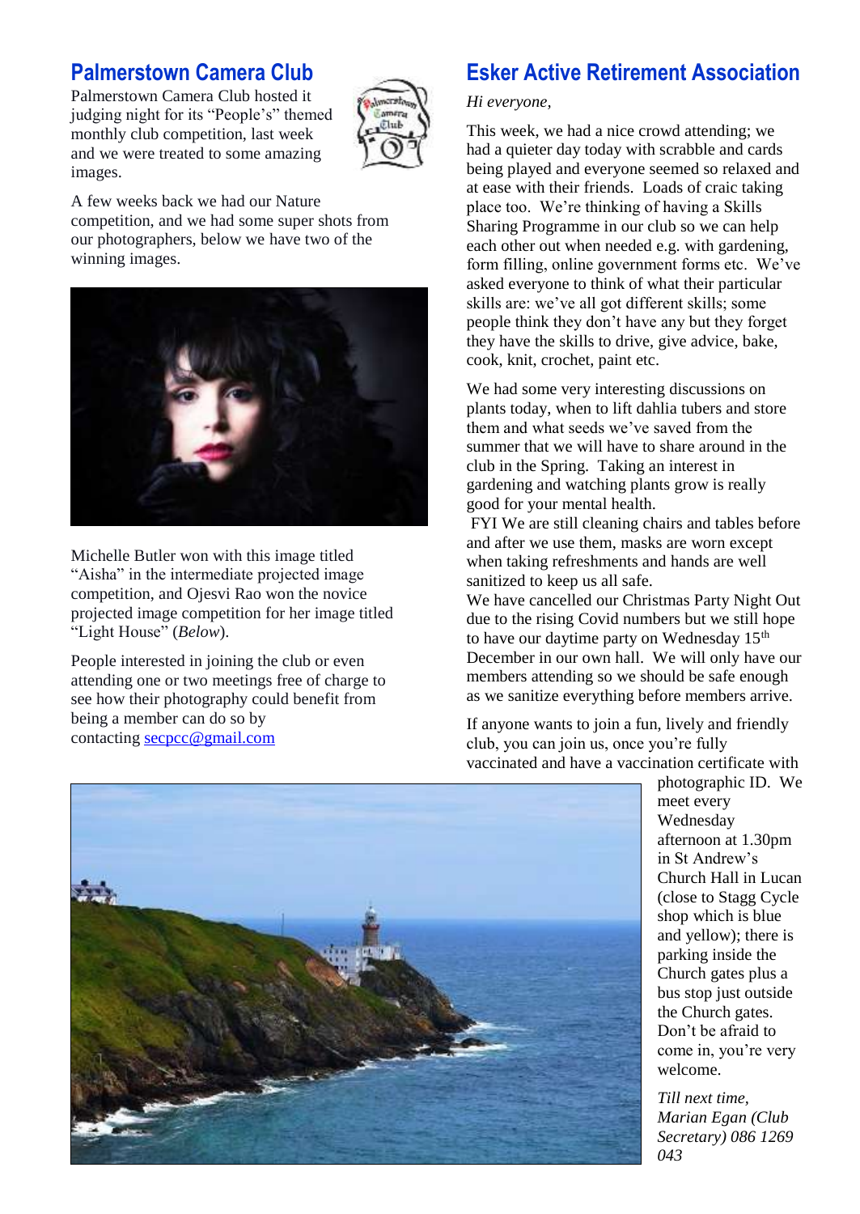## Palmerstown Camera Club

Palmerstown Camera Club hosted it judging night for its "People's" themed monthly club competition, last week and we were treated to some amazing images.

A few weeks back we had our Nature competition, and we had some super shots from our photographers, below we have two of the winning images.

Michelle Butler won with this image titled "Aisha" in the intermediate projected image competition, and Ojesvi Rao won the novice projected image competition for her image titled "Light House" (*Below*).

People interested in joining the club or even attending one or two meetings free of charge to see how their photography could benefit from being a member can do so by contacting secpcc@gmail.com

## Esker Active Retirement Association

*Hi everyone,*

This week, we had a nice crowd attending; we had a quieter day today with scrabble and cards being played and everyone seemed so relaxed and at ease with their friends. Loads of craic taking place too. We're thinking of having a Skills Sharing Programme in our club so we can help each other out when needed e.g. with gardening, form filling, online government forms etc. We've asked everyone to think of what their particular skills are: we've all got different skills; some people think they don't have any but they forget they have the skills to drive, give advice, bake, cook, knit, crochet, paint etc.

We had some very interesting discussions on plants today, when to lift dahlia tubers and store them and what seeds we've saved from the summer that we will have to share around in the club in the Spring. Taking an interest in gardening and watching plants grow is really good for your mental health.

FYI We are still cleaning chairs and tables before and after we use them, masks are worn except when taking refreshments and hands are well sanitized to keep us all safe.

We have cancelled our Christmas Party Night Out due to the rising Covid numbers but we still hope to have our daytime party on Wednesday 15th December in our own hall. We will only have our members attending so we should be safe enough as we sanitize everything before members arrive.

If anyone wants to join a fun, lively and friendly club, you can join us, once you're fully vaccinated and have a vaccination certificate with photographic ID. We meet every Wednesday afternoon at 1.30pm in St Andrew's Church Hall in Lucan (close to Stagg Cycle shop which is blue and yellow); there is parking inside the Church gates plus a bus stop just outside the Church gates. Don't be afraid to come in, you're very welcome.

*Till next time,*
*Marian Egan (Club Secretary) 086 1269 043*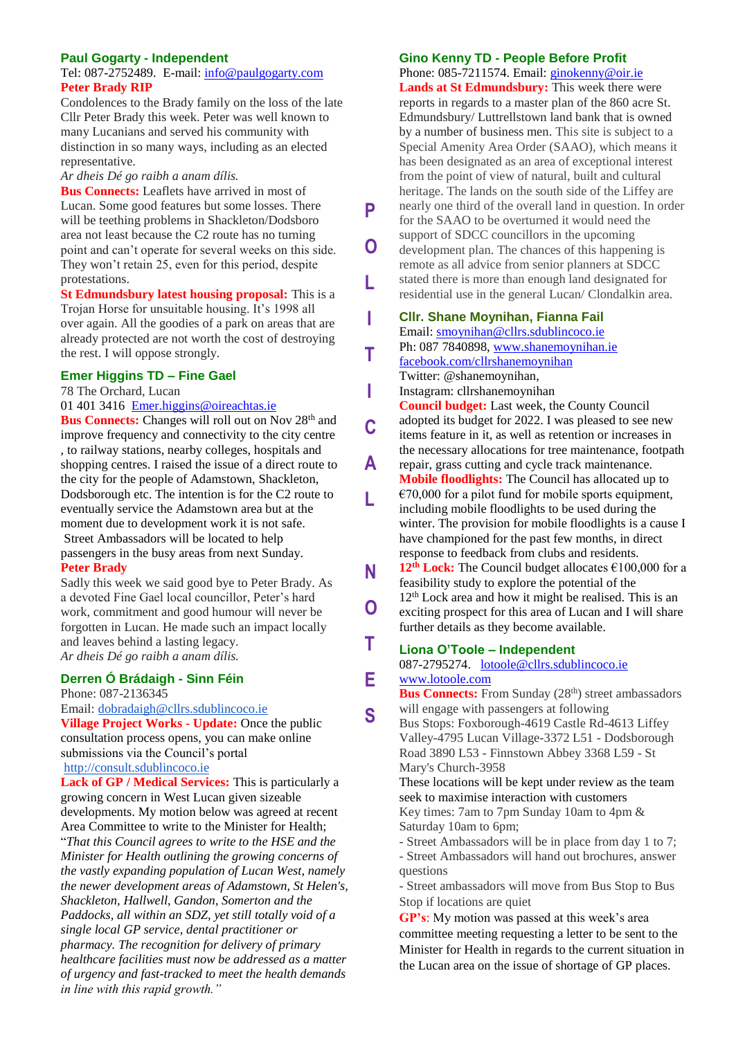## POLITICAL NOTES

### Paul Gogarty - Independent

Tel: 087-2752489. E-mail: info@paulgogarty.com

**Peter Brady RIP**

Condolences to the Brady family on the loss of the late Cllr Peter Brady this week. Peter was well known to many Lucanians and served his community with distinction in so many ways, including as an elected representative.

*Ar dheis Dé go raibh a anam dílis.*

**Bus Connects:** Leaflets have arrived in most of Lucan. Some good features but some losses. There will be teething problems in Shackleton/Dodsboro area not least because the C2 route has no turning point and can't operate for several weeks on this side. They won't retain 25, even for this period, despite protestations.

**St Edmundsbury latest housing proposal:** This is a Trojan Horse for unsuitable housing. It's 1998 all over again. All the goodies of a park on areas that are already protected are not worth the cost of destroying the rest. I will oppose strongly.

### Emer Higgins TD – Fine Gael

78 The Orchard, Lucan

01 401 3416 Emer.higgins@oireachtas.ie

**Bus Connects:** Changes will roll out on Nov 28th and improve frequency and connectivity to the city centre , to railway stations, nearby colleges, hospitals and shopping centres. I raised the issue of a direct route to the city for the people of Adamstown, Shackleton, Dodsborough etc. The intention is for the C2 route to eventually service the Adamstown area but at the moment due to development work it is not safe. Street Ambassadors will be located to help passengers in the busy areas from next Sunday.

**Peter Brady**

Sadly this week we said good bye to Peter Brady. As a devoted Fine Gael local councillor, Peter's hard work, commitment and good humour will never be forgotten in Lucan. He made such an impact locally and leaves behind a lasting legacy.

*Ar dheis Dé go raibh a anam dílis.*

### Derren Ó Brádaigh - Sinn Féin

Phone: 087-2136345

Email: dobradaigh@cllrs.sdublincoco.ie

**Village Project Works - Update:** Once the public consultation process opens, you can make online submissions via the Council's portal http://consult.sdublincoco.ie

**Lack of GP / Medical Services:** This is particularly a growing concern in West Lucan given sizeable developments. My motion below was agreed at recent Area Committee to write to the Minister for Health; "*That this Council agrees to write to the HSE and the Minister for Health outlining the growing concerns of the vastly expanding population of Lucan West, namely the newer development areas of Adamstown, St Helen's, Shackleton, Hallwell, Gandon, Somerton and the Paddocks, all within an SDZ, yet still totally void of a single local GP service, dental practitioner or pharmacy. The recognition for delivery of primary healthcare facilities must now be addressed as a matter of urgency and fast-tracked to meet the health demands in line with this rapid growth.*"

### Gino Kenny TD - People Before Profit

Phone: 085-7211574. Email: ginokenny@oir.ie

**Lands at St Edmundsbury:** This week there were reports in regards to a master plan of the 860 acre St. Edmundsbury/ Luttrellstown land bank that is owned by a number of business men. This site is subject to a Special Amenity Area Order (SAAO), which means it has been designated as an area of exceptional interest from the point of view of natural, built and cultural heritage. The lands on the south side of the Liffey are nearly one third of the overall land in question. In order for the SAAO to be overturned it would need the support of SDCC councillors in the upcoming development plan. The chances of this happening is remote as all advice from senior planners at SDCC stated there is more than enough land designated for residential use in the general Lucan/ Clondalkin area.

### Cllr. Shane Moynihan, Fianna Fail

Email: smoynihan@cllrs.sdublincoco.ie

Ph: 087 7840898, www.shanemoynihan.ie

facebook.com/cllrshanemoynihan

Twitter: @shanemoynihan,

Instagram: cllrshanemoynihan

**Council budget:** Last week, the County Council adopted its budget for 2022. I was pleased to see new items feature in it, as well as retention or increases in the necessary allocations for tree maintenance, footpath repair, grass cutting and cycle track maintenance.

**Mobile floodlights:** The Council has allocated up to €70,000 for a pilot fund for mobile sports equipment, including mobile floodlights to be used during the winter. The provision for mobile floodlights is a cause I have championed for the past few months, in direct response to feedback from clubs and residents.

**12th Lock:** The Council budget allocates €100,000 for a feasibility study to explore the potential of the 12th Lock area and how it might be realised. This is an exciting prospect for this area of Lucan and I will share further details as they become available.

### Liona O'Toole – Independent

087-2795274. lotoole@cllrs.sdublincoco.ie

www.lotoole.com

**Bus Connects:** From Sunday (28th) street ambassadors will engage with passengers at following

Bus Stops: Foxborough-4619 Castle Rd-4613 Liffey Valley-4795 Lucan Village-3372 L51 - Dodsborough Road 3890 L53 - Finnstown Abbey 3368 L59 - St Mary's Church-3958

These locations will be kept under review as the team seek to maximise interaction with customers

Key times: 7am to 7pm Sunday 10am to 4pm & Saturday 10am to 6pm;

- Street Ambassadors will be in place from day 1 to 7;
- Street Ambassadors will hand out brochures, answer questions
- Street ambassadors will move from Bus Stop to Bus Stop if locations are quiet

**GP's**: My motion was passed at this week's area committee meeting requesting a letter to be sent to the Minister for Health in regards to the current situation in the Lucan area on the issue of shortage of GP places.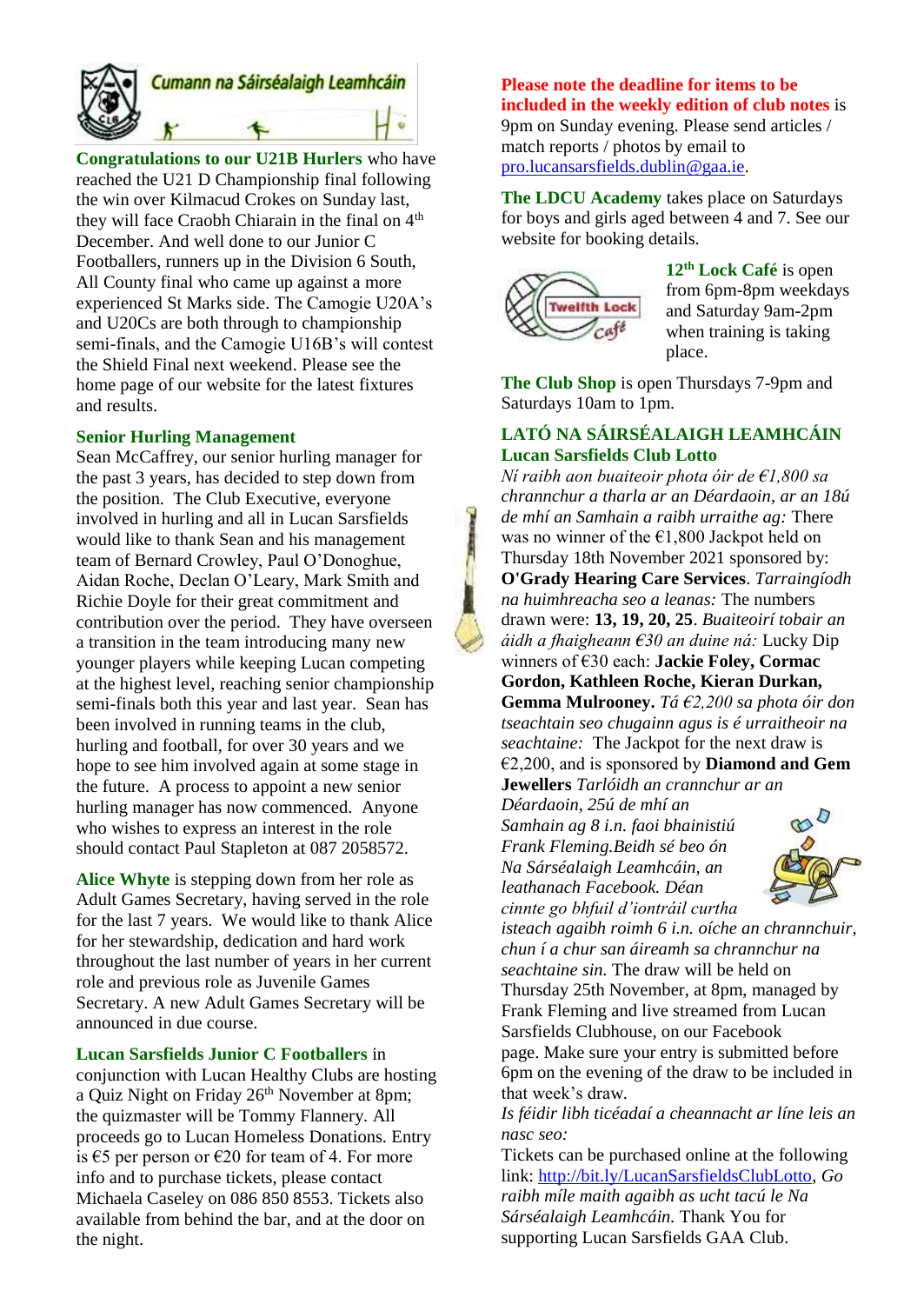Cumann na Sáirséalaigh Leamhcáin

**Congratulations to our U21B Hurlers** who have reached the U21 D Championship final following the win over Kilmacud Crokes on Sunday last, they will face Craobh Chiarain in the final on 4th December. And well done to our Junior C Footballers, runners up in the Division 6 South, All County final who came up against a more experienced St Marks side. The Camogie U20A's and U20Cs are both through to championship semi-finals, and the Camogie U16B's will contest the Shield Final next weekend. Please see the home page of our website for the latest fixtures and results.

**Senior Hurling Management**

Sean McCaffrey, our senior hurling manager for the past 3 years, has decided to step down from the position. The Club Executive, everyone involved in hurling and all in Lucan Sarsfields would like to thank Sean and his management team of Bernard Crowley, Paul O'Donoghue, Aidan Roche, Declan O'Leary, Mark Smith and Richie Doyle for their great commitment and contribution over the period. They have overseen a transition in the team introducing many new younger players while keeping Lucan competing at the highest level, reaching senior championship semi-finals both this year and last year. Sean has been involved in running teams in the club, hurling and football, for over 30 years and we hope to see him involved again at some stage in the future. A process to appoint a new senior hurling manager has now commenced. Anyone who wishes to express an interest in the role should contact Paul Stapleton at 087 2058572.

**Alice Whyte** is stepping down from her role as Adult Games Secretary, having served in the role for the last 7 years. We would like to thank Alice for her stewardship, dedication and hard work throughout the last number of years in her current role and previous role as Juvenile Games Secretary. A new Adult Games Secretary will be announced in due course.

**Lucan Sarsfields Junior C Footballers** in conjunction with Lucan Healthy Clubs are hosting a Quiz Night on Friday 26th November at 8pm; the quizmaster will be Tommy Flannery. All proceeds go to Lucan Homeless Donations. Entry is €5 per person or €20 for team of 4. For more info and to purchase tickets, please contact Michaela Caseley on 086 850 8553. Tickets also available from behind the bar, and at the door on the night.

**Please note the deadline for items to be included in the weekly edition of club notes** is 9pm on Sunday evening. Please send articles / match reports / photos by email to pro.lucansarsfields.dublin@gaa.ie.

**The LDCU Academy** takes place on Saturdays for boys and girls aged between 4 and 7. See our website for booking details.

**12th Lock Café** is open from 6pm-8pm weekdays and Saturday 9am-2pm when training is taking place.

**The Club Shop** is open Thursdays 7-9pm and Saturdays 10am to 1pm.

**LATÓ NA SÁIRSÉALAIGH LEAMHCÁIN**
**Lucan Sarsfields Club Lotto**

*Ní raibh aon buaiteoir phota óir de €1,800 sa chrannchur a tharla ar an Déardaoin, ar an 18ú de mhí an Samhain a raibh urraithe ag:* There was no winner of the €1,800 Jackpot held on Thursday 18th November 2021 sponsored by: **O'Grady Hearing Care Services**. *Tarraingíodh na huimhreacha seo a leanas:* The numbers drawn were: **13, 19, 20, 25**. *Buaiteoirí tobair an áidh a fhaigheann €30 an duine ná:* Lucky Dip winners of €30 each: **Jackie Foley, Cormac Gordon, Kathleen Roche, Kieran Durkan, Gemma Mulrooney.** *Tá €2,200 sa phota óir don tseachtain seo chugainn agus is é urraitheoir na seachtaine:* The Jackpot for the next draw is €2,200, and is sponsored by **Diamond and Gem Jewellers** *Tarlóidh an crannchur ar an Déardaoin, 25ú de mhí an Samhain ag 8 i.n. faoi bhainistiú Frank Fleming.Beidh sé beo ón Na Sárséalaigh Leamhcáin, an leathanach Facebook. Déan cinnte go bhfuil d'iontráil curtha isteach agaibh roimh 6 i.n. oíche an chrannchuir, chun í a chur san áireamh sa chrannchur na seachtaine sin.* The draw will be held on Thursday 25th November, at 8pm, managed by Frank Fleming and live streamed from Lucan Sarsfields Clubhouse, on our Facebook page. Make sure your entry is submitted before 6pm on the evening of the draw to be included in that week's draw.

*Is féidir libh ticéadaí a cheannacht ar líne leis an nasc seo:*

Tickets can be purchased online at the following link: http://bit.ly/LucanSarsfieldsClubLotto, *Go raibh míle maith agaibh as ucht tacú le Na Sárséalaigh Leamhcáin.* Thank You for supporting Lucan Sarsfields GAA Club.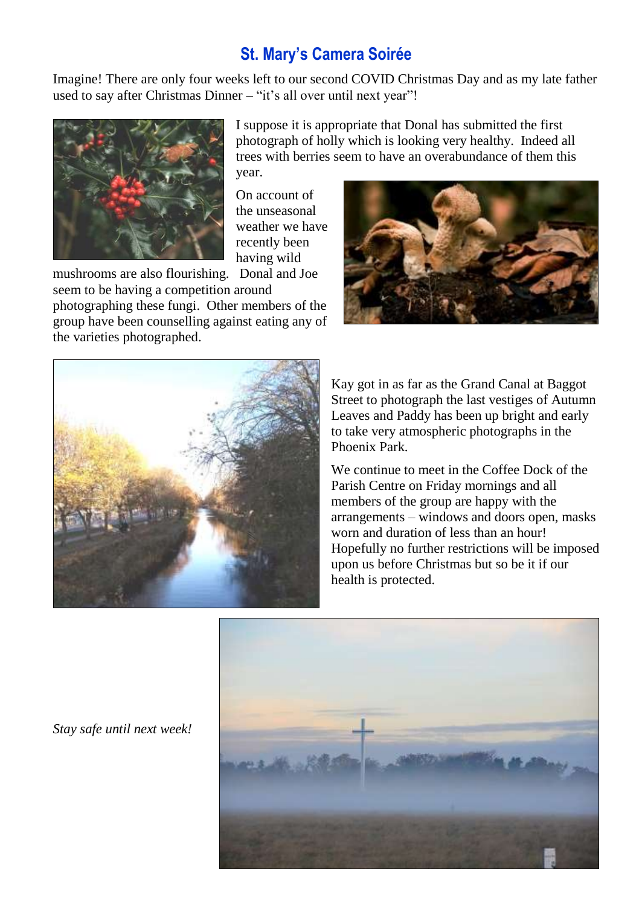## St. Mary's Camera Soirée

Imagine! There are only four weeks left to our second COVID Christmas Day and as my late father used to say after Christmas Dinner – "it's all over until next year"!

I suppose it is appropriate that Donal has submitted the first photograph of holly which is looking very healthy. Indeed all trees with berries seem to have an overabundance of them this year.

On account of the unseasonal weather we have recently been having wild mushrooms are also flourishing. Donal and Joe seem to be having a competition around photographing these fungi. Other members of the group have been counselling against eating any of the varieties photographed.

Kay got in as far as the Grand Canal at Baggot Street to photograph the last vestiges of Autumn Leaves and Paddy has been up bright and early to take very atmospheric photographs in the Phoenix Park.

We continue to meet in the Coffee Dock of the Parish Centre on Friday mornings and all members of the group are happy with the arrangements – windows and doors open, masks worn and duration of less than an hour! Hopefully no further restrictions will be imposed upon us before Christmas but so be it if our health is protected.

*Stay safe until next week!*